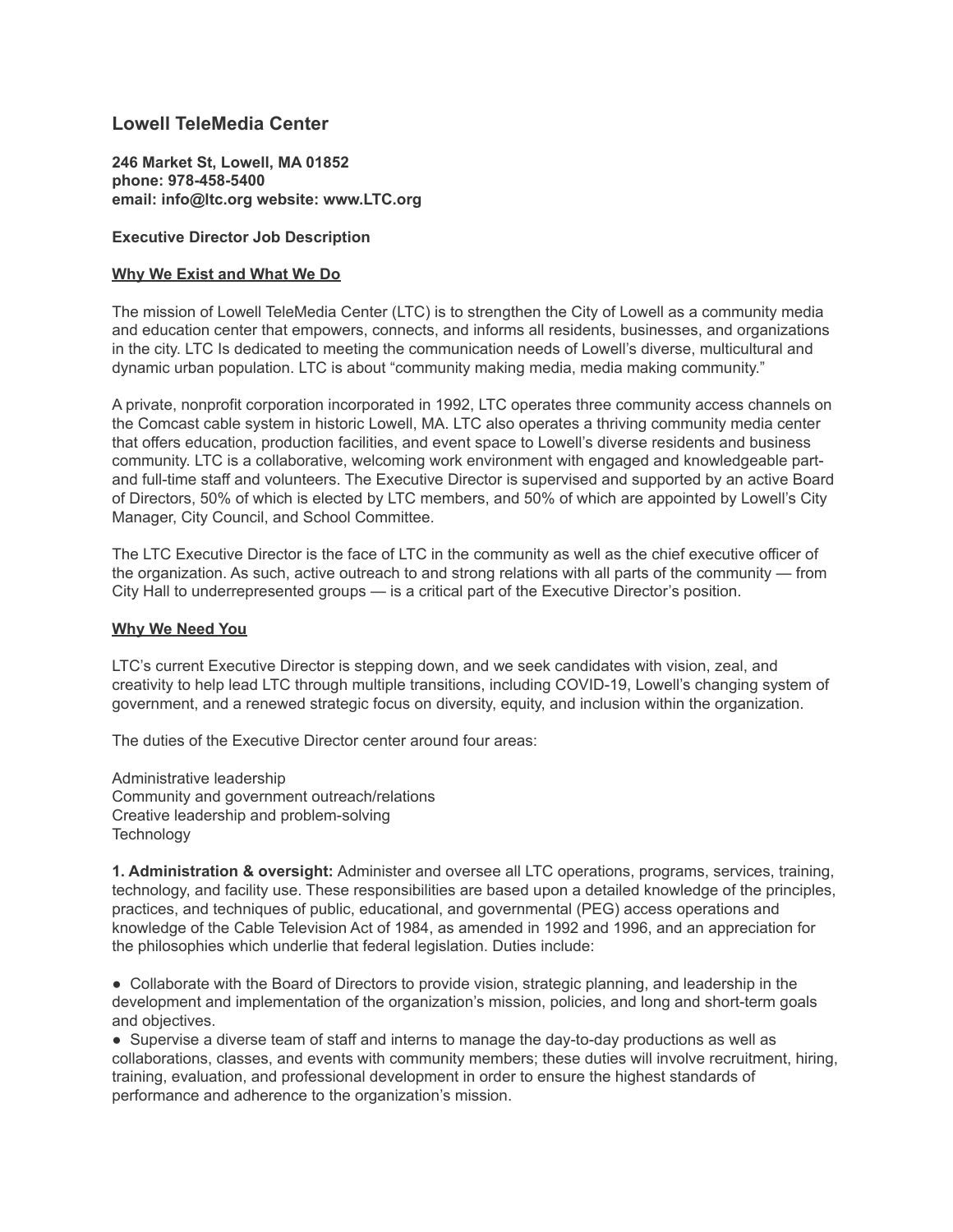## Lowell TeleMedia Center

**246 Market St, Lowell, MA 01852**
**phone: 978-458-5400**
**email: info@ltc.org website: www.LTC.org**

**Executive Director Job Description**

### Why We Exist and What We Do

The mission of Lowell TeleMedia Center (LTC) is to strengthen the City of Lowell as a community media and education center that empowers, connects, and informs all residents, businesses, and organizations in the city. LTC Is dedicated to meeting the communication needs of Lowell's diverse, multicultural and dynamic urban population. LTC is about "community making media, media making community."

A private, nonprofit corporation incorporated in 1992, LTC operates three community access channels on the Comcast cable system in historic Lowell, MA. LTC also operates a thriving community media center that offers education, production facilities, and event space to Lowell's diverse residents and business community. LTC is a collaborative, welcoming work environment with engaged and knowledgeable part- and full-time staff and volunteers. The Executive Director is supervised and supported by an active Board of Directors, 50% of which is elected by LTC members, and 50% of which are appointed by Lowell's City Manager, City Council, and School Committee.

The LTC Executive Director is the face of LTC in the community as well as the chief executive officer of the organization. As such, active outreach to and strong relations with all parts of the community — from City Hall to underrepresented groups — is a critical part of the Executive Director's position.

### Why We Need You

LTC's current Executive Director is stepping down, and we seek candidates with vision, zeal, and creativity to help lead LTC through multiple transitions, including COVID-19, Lowell's changing system of government, and a renewed strategic focus on diversity, equity, and inclusion within the organization.

The duties of the Executive Director center around four areas:

Administrative leadership
Community and government outreach/relations
Creative leadership and problem-solving
Technology

**1. Administration & oversight:** Administer and oversee all LTC operations, programs, services, training, technology, and facility use. These responsibilities are based upon a detailed knowledge of the principles, practices, and techniques of public, educational, and governmental (PEG) access operations and knowledge of the Cable Television Act of 1984, as amended in 1992 and 1996, and an appreciation for the philosophies which underlie that federal legislation. Duties include:

- Collaborate with the Board of Directors to provide vision, strategic planning, and leadership in the development and implementation of the organization's mission, policies, and long and short-term goals and objectives.
- Supervise a diverse team of staff and interns to manage the day-to-day productions as well as collaborations, classes, and events with community members; these duties will involve recruitment, hiring, training, evaluation, and professional development in order to ensure the highest standards of performance and adherence to the organization's mission.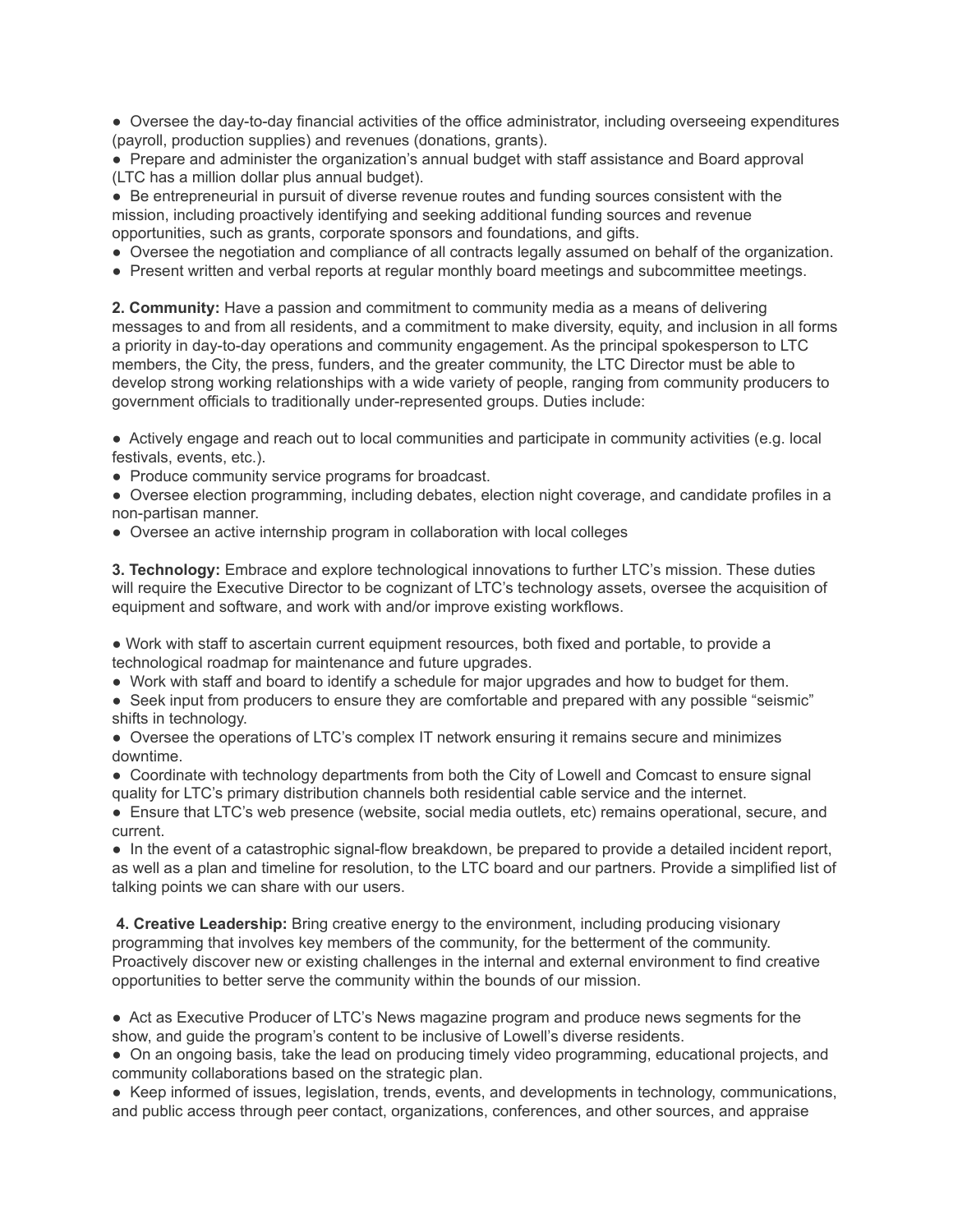- Oversee the day-to-day financial activities of the office administrator, including overseeing expenditures (payroll, production supplies) and revenues (donations, grants).
- Prepare and administer the organization's annual budget with staff assistance and Board approval (LTC has a million dollar plus annual budget).
- Be entrepreneurial in pursuit of diverse revenue routes and funding sources consistent with the mission, including proactively identifying and seeking additional funding sources and revenue opportunities, such as grants, corporate sponsors and foundations, and gifts.
- Oversee the negotiation and compliance of all contracts legally assumed on behalf of the organization.
- Present written and verbal reports at regular monthly board meetings and subcommittee meetings.

**2. Community:** Have a passion and commitment to community media as a means of delivering messages to and from all residents, and a commitment to make diversity, equity, and inclusion in all forms a priority in day-to-day operations and community engagement. As the principal spokesperson to LTC members, the City, the press, funders, and the greater community, the LTC Director must be able to develop strong working relationships with a wide variety of people, ranging from community producers to government officials to traditionally under-represented groups. Duties include:

- Actively engage and reach out to local communities and participate in community activities (e.g. local festivals, events, etc.).
- Produce community service programs for broadcast.
- Oversee election programming, including debates, election night coverage, and candidate profiles in a non-partisan manner.
- Oversee an active internship program in collaboration with local colleges

**3. Technology:** Embrace and explore technological innovations to further LTC's mission. These duties will require the Executive Director to be cognizant of LTC's technology assets, oversee the acquisition of equipment and software, and work with and/or improve existing workflows.

- Work with staff to ascertain current equipment resources, both fixed and portable, to provide a technological roadmap for maintenance and future upgrades.
- Work with staff and board to identify a schedule for major upgrades and how to budget for them.
- Seek input from producers to ensure they are comfortable and prepared with any possible "seismic" shifts in technology.
- Oversee the operations of LTC's complex IT network ensuring it remains secure and minimizes downtime.
- Coordinate with technology departments from both the City of Lowell and Comcast to ensure signal quality for LTC's primary distribution channels both residential cable service and the internet.
- Ensure that LTC's web presence (website, social media outlets, etc) remains operational, secure, and current.
- In the event of a catastrophic signal-flow breakdown, be prepared to provide a detailed incident report, as well as a plan and timeline for resolution, to the LTC board and our partners. Provide a simplified list of talking points we can share with our users.

**4. Creative Leadership:** Bring creative energy to the environment, including producing visionary programming that involves key members of the community, for the betterment of the community. Proactively discover new or existing challenges in the internal and external environment to find creative opportunities to better serve the community within the bounds of our mission.

- Act as Executive Producer of LTC's News magazine program and produce news segments for the show, and guide the program's content to be inclusive of Lowell's diverse residents.
- On an ongoing basis, take the lead on producing timely video programming, educational projects, and community collaborations based on the strategic plan.
- Keep informed of issues, legislation, trends, events, and developments in technology, communications, and public access through peer contact, organizations, conferences, and other sources, and appraise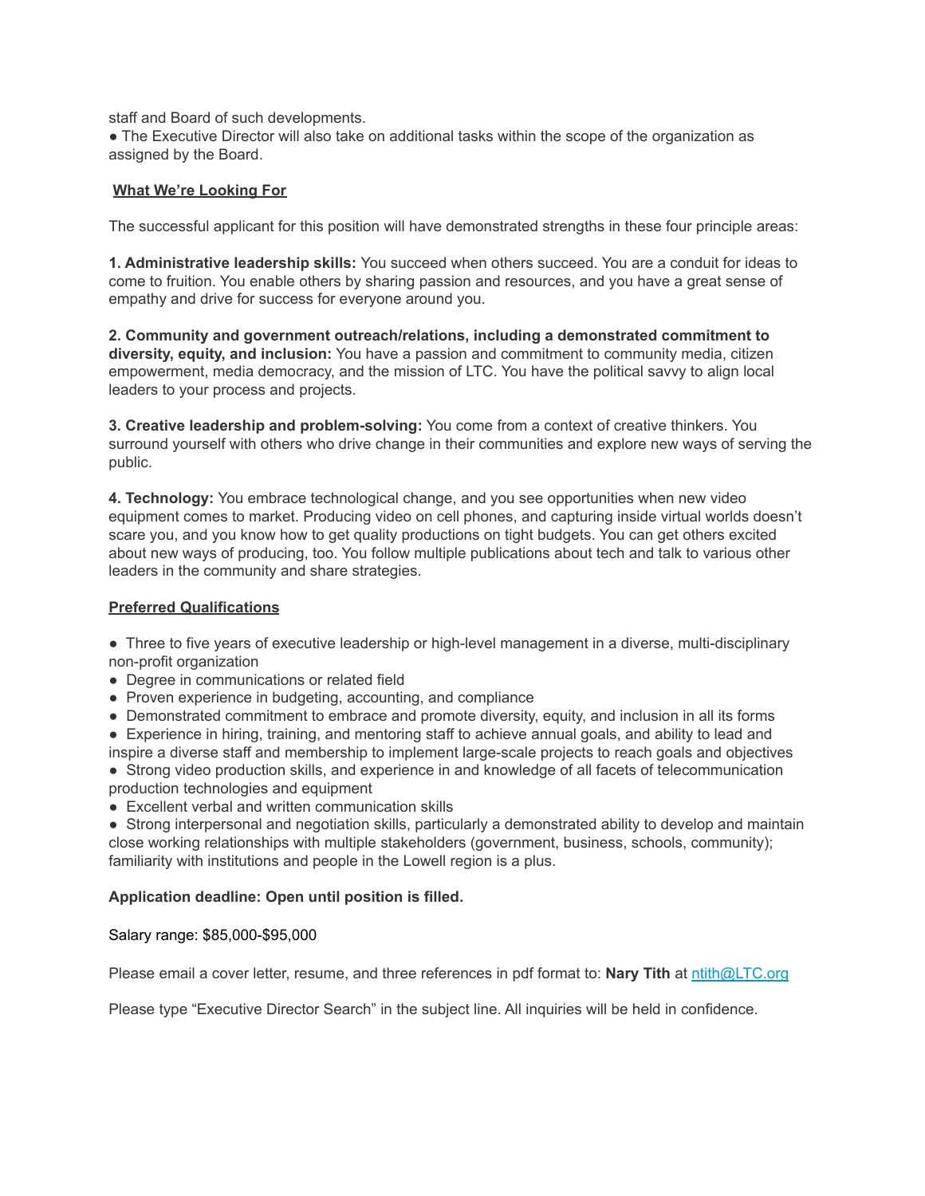staff and Board of such developments.

- The Executive Director will also take on additional tasks within the scope of the organization as assigned by the Board.

## What We're Looking For

The successful applicant for this position will have demonstrated strengths in these four principle areas:

**1. Administrative leadership skills:** You succeed when others succeed. You are a conduit for ideas to come to fruition. You enable others by sharing passion and resources, and you have a great sense of empathy and drive for success for everyone around you.

**2. Community and government outreach/relations, including a demonstrated commitment to diversity, equity, and inclusion:** You have a passion and commitment to community media, citizen empowerment, media democracy, and the mission of LTC. You have the political savvy to align local leaders to your process and projects.

**3. Creative leadership and problem-solving:** You come from a context of creative thinkers. You surround yourself with others who drive change in their communities and explore new ways of serving the public.

**4. Technology:** You embrace technological change, and you see opportunities when new video equipment comes to market. Producing video on cell phones, and capturing inside virtual worlds doesn't scare you, and you know how to get quality productions on tight budgets. You can get others excited about new ways of producing, too. You follow multiple publications about tech and talk to various other leaders in the community and share strategies.

## Preferred Qualifications

- Three to five years of executive leadership or high-level management in a diverse, multi-disciplinary non-profit organization
- Degree in communications or related field
- Proven experience in budgeting, accounting, and compliance
- Demonstrated commitment to embrace and promote diversity, equity, and inclusion in all its forms
- Experience in hiring, training, and mentoring staff to achieve annual goals, and ability to lead and inspire a diverse staff and membership to implement large-scale projects to reach goals and objectives
- Strong video production skills, and experience in and knowledge of all facets of telecommunication production technologies and equipment
- Excellent verbal and written communication skills
- Strong interpersonal and negotiation skills, particularly a demonstrated ability to develop and maintain close working relationships with multiple stakeholders (government, business, schools, community); familiarity with institutions and people in the Lowell region is a plus.

**Application deadline: Open until position is filled.**

Salary range: $85,000-$95,000

Please email a cover letter, resume, and three references in pdf format to: **Nary Tith** at ntith@LTC.org

Please type "Executive Director Search" in the subject line. All inquiries will be held in confidence.